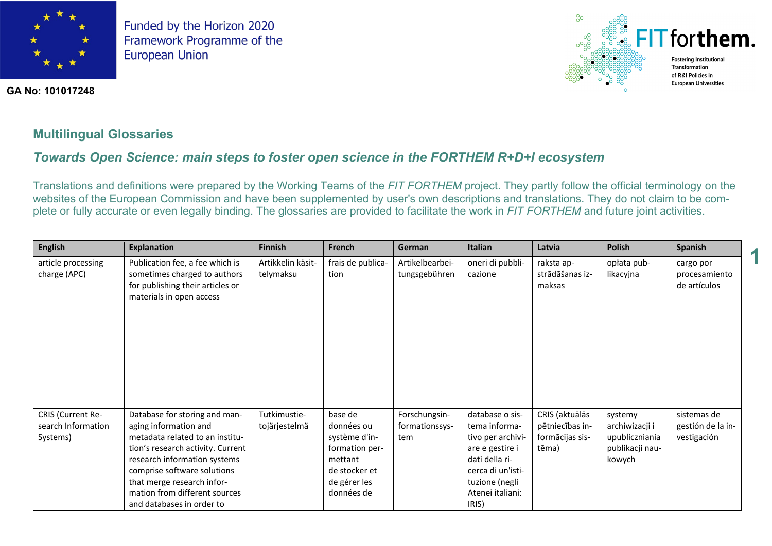Funded by the Horizon 2020 Framework Programme of the European Union

GA No: 101017248

FIT forthem. Fostering Institutional Transformation of R&I Policies in European Universities

## Multilingual Glossaries

### *Towards Open Science: main steps to foster open science in the FORTHEM R+D+I ecosystem*

Translations and definitions were prepared by the Working Teams of the *FIT FORTHEM* project. They partly follow the official terminology on the websites of the European Commission and have been supplemented by user's own descriptions and translations. They do not claim to be complete or fully accurate or even legally binding. The glossaries are provided to facilitate the work in *FIT FORTHEM* and future joint activities.

| English | Explanation | Finnish | French | German | Italian | Latvia | Polish | Spanish |
|---|---|---|---|---|---|---|---|---|
| article processing charge (APC) | Publication fee, a fee which is sometimes charged to authors for publishing their articles or materials in open access | Artikkelin käsittelymaksu | frais de publication | Artikelbearbeitungsgebühren | oneri di pubblicazione | raksta apstrādāšanas izmaksas | opłata publikacyjna | cargo por procesamiento de artículos |
| CRIS (Current Research Information Systems) | Database for storing and managing information and metadata related to an institution's research activity. Current research information systems comprise software solutions that merge research information from different sources and databases in order to | Tutkimustietojärjestelmä | base de données ou système d'information permettant de stocker et de gérer les données de | Forschungsinformationssystem | database o sistema informativo per archiviare e gestire i dati della ricerca di un'istituzione (negli Atenei italiani: IRIS) | CRIS (aktuālās pētniecības informācijas sistēma) | systemy archiwizacji i upubliczniania publikacji naukowych | sistemas de gestión de la investigación |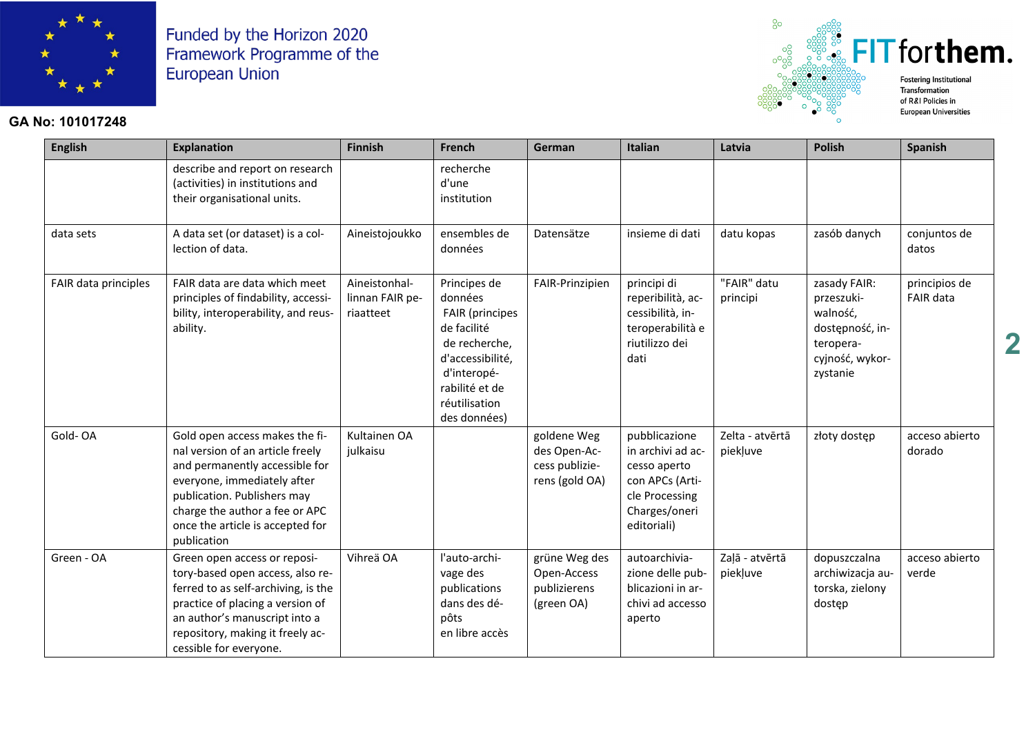Funded by the Horizon 2020 Framework Programme of the European Union

**GA No: 101017248**

FIT forthem. Fostering Institutional Transformation of R&I Policies in European Universities

| English | Explanation | Finnish | French | German | Italian | Latvia | Polish | Spanish |
|---|---|---|---|---|---|---|---|---|
| | describe and report on research (activities) in institutions and their organisational units. | | recherche d'une institution | | | | | |
| data sets | A data set (or dataset) is a collection of data. | Aineistojoukko | ensembles de données | Datensätze | insieme di dati | datu kopas | zasób danych | conjuntos de datos |
| FAIR data principles | FAIR data are data which meet principles of findability, accessibility, interoperability, and reusability. | Aineistonhallinnan FAIR periaatteet | Principes de données FAIR (principes de facilité de recherche, d'accessibilité, d'interopérabilité et de réutilisation des données) | FAIR-Prinzipien | principi di reperibilità, accessibilità, interoperabilità e riutilizzo dei dati | "FAIR" datu principi | zasady FAIR: przeszukiwalność, dostępność, interoperacyjność, wykorzystanie | principios de FAIR data |
| Gold- OA | Gold open access makes the final version of an article freely and permanently accessible for everyone, immediately after publication. Publishers may charge the author a fee or APC once the article is accepted for publication | Kultainen OA julkaisu | | goldene Weg des Open-Access publizierens (gold OA) | pubblicazione in archivi ad accesso aperto con APCs (Article Processing Charges/oneri editoriali) | Zelta - atvērtā piekļuve | złoty dostęp | acceso abierto dorado |
| Green - OA | Green open access or repository-based open access, also referred to as self-archiving, is the practice of placing a version of an author's manuscript into a repository, making it freely accessible for everyone. | Vihreä OA | l'auto-archivage des publications dans des dépôts en libre accès | grüne Weg des Open-Access publizierens (green OA) | autoarchiviazione delle pubblicazioni in archivi ad accesso aperto | Zaļā - atvērtā piekļuve | dopuszczalna archiwizacja autorska, zielony dostęp | acceso abierto verde |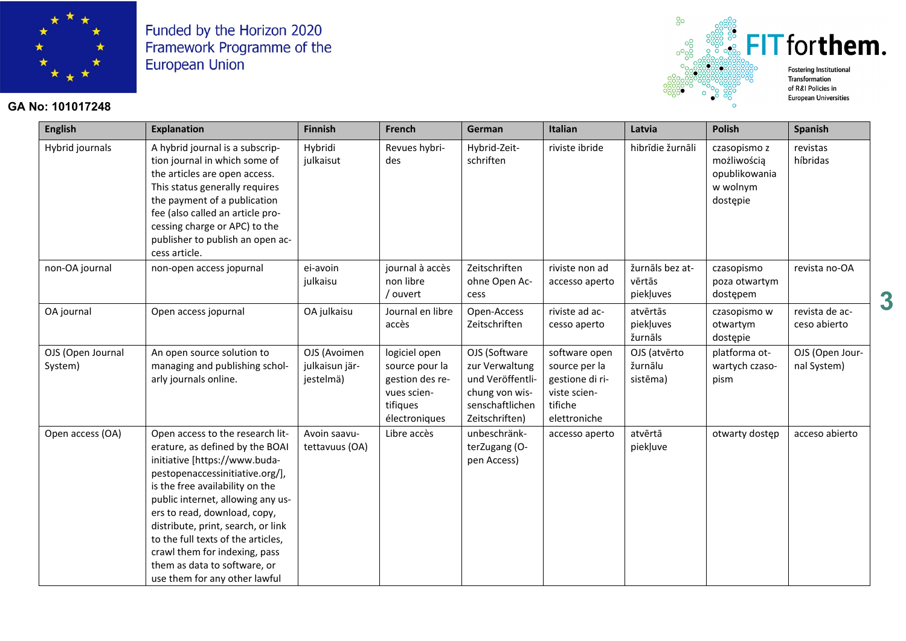Funded by the Horizon 2020 Framework Programme of the European Union

GA No: 101017248

FIT forthem. Fostering Institutional Transformation of R&I Policies in European Universities

| English | Explanation | Finnish | French | German | Italian | Latvia | Polish | Spanish |
|---|---|---|---|---|---|---|---|---|
| Hybrid journals | A hybrid journal is a subscription journal in which some of the articles are open access. This status generally requires the payment of a publication fee (also called an article processing charge or APC) to the publisher to publish an open access article. | Hybridi julkaisut | Revues hybrides | Hybrid-Zeitschriften | riviste ibride | hibrīdie žurnāli | czasopismo z możliwością opublikowania w wolnym dostępie | revistas híbridas |
| non-OA journal | non-open access jopurnal | ei-avoin julkaisu | journal à accès non libre / ouvert | Zeitschriften ohne Open Access | riviste non ad accesso aperto | žurnāls bez atvērtās piekļuves | czasopismo poza otwartym dostępem | revista no-OA |
| OA journal | Open access jopurnal | OA julkaisu | Journal en libre accès | Open-Access Zeitschriften | riviste ad accesso aperto | atvērtās piekļuves žurnāls | czasopismo w otwartym dostępie | revista de acceso abierto |
| OJS (Open Journal System) | An open source solution to managing and publishing scholarly journals online. | OJS (Avoimen julkaisun järjestelmä) | logiciel open source pour la gestion des revues scientifiques électroniques | OJS (Software zur Verwaltung und Veröffentlichung von wissenschaftlichen Zeitschriften) | software open source per la gestione di riviste scientifiche elettroniche | OJS (atvērto žurnālu sistēma) | platforma otwartych czasopism | OJS (Open Journal System) |
| Open access (OA) | Open access to the research literature, as defined by the BOAI initiative [https://www.budapestopenaccessinitiative.org/], is the free availability on the public internet, allowing any users to read, download, copy, distribute, print, search, or link to the full texts of the articles, crawl them for indexing, pass them as data to software, or use them for any other lawful | Avoin saavutettavuus (OA) | Libre accès | unbeschränkterZugang (Open Access) | accesso aperto | atvērtā piekļuve | otwarty dostęp | acceso abierto |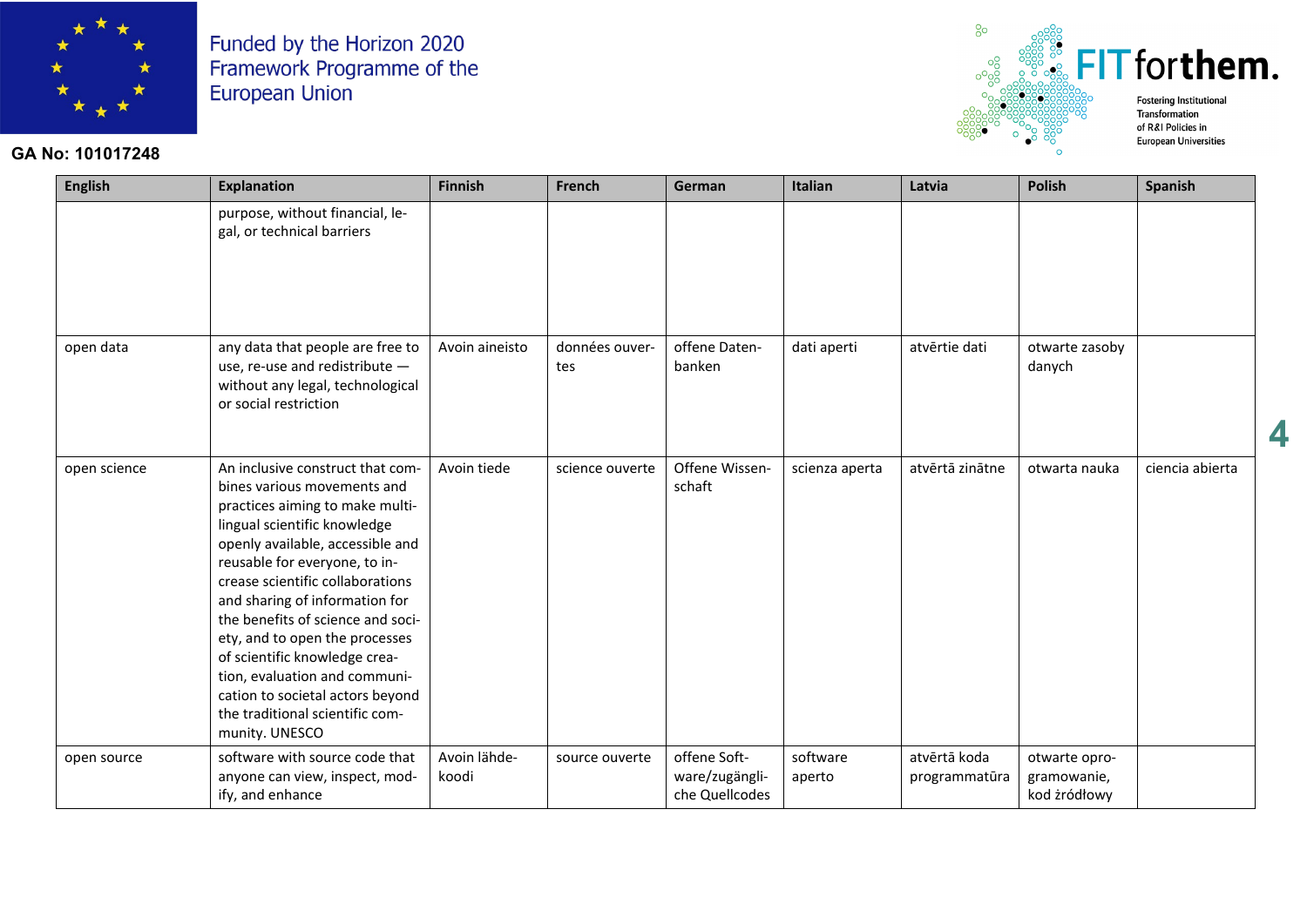Funded by the Horizon 2020 Framework Programme of the European Union

GA No: 101017248

| English | Explanation | Finnish | French | German | Italian | Latvia | Polish | Spanish |
|---|---|---|---|---|---|---|---|---|
| | purpose, without financial, legal, or technical barriers | | | | | | | |
| open data | any data that people are free to use, re-use and redistribute — without any legal, technological or social restriction | Avoin aineisto | données ouvertes | offene Datenbanken | dati aperti | atvērtie dati | otwarte zasoby danych | |
| open science | An inclusive construct that combines various movements and practices aiming to make multilingual scientific knowledge openly available, accessible and reusable for everyone, to increase scientific collaborations and sharing of information for the benefits of science and society, and to open the processes of scientific knowledge creation, evaluation and communication to societal actors beyond the traditional scientific community. UNESCO | Avoin tiede | science ouverte | Offene Wissenschaft | scienza aperta | atvērtā zinātne | otwarta nauka | ciencia abierta |
| open source | software with source code that anyone can view, inspect, modify, and enhance | Avoin lähdekoodi | source ouverte | offene Software/zugängliche Quellcodes | software aperto | atvērtā koda programmatūra | otwarte oprogramowanie, kod źródłowy | |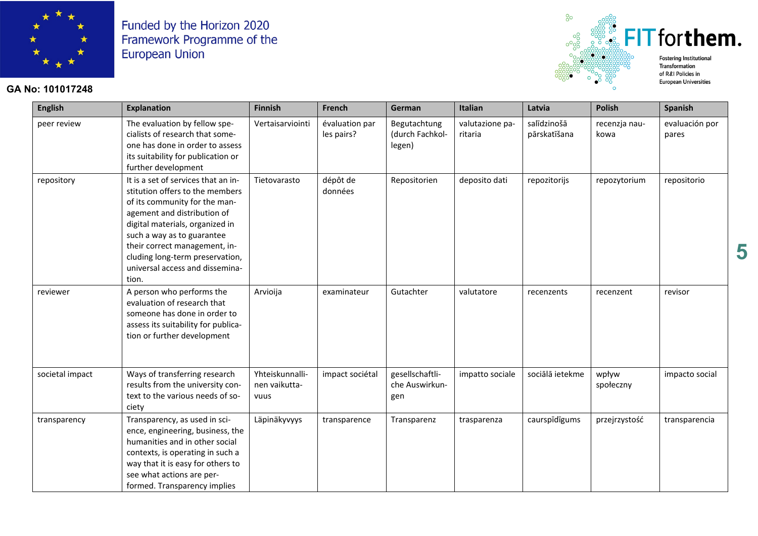| English | Explanation | Finnish | French | German | Italian | Latvia | Polish | Spanish |
|---|---|---|---|---|---|---|---|---|
| peer review | The evaluation by fellow specialists of research that someone has done in order to assess its suitability for publication or further development | Vertaisarviointi | évaluation par les pairs? | Begutachtung (durch Fachkollegen) | valutazione paritaria | salīdzinošā pārskatīšana | recenzja naukowa | evaluación por pares |
| repository | It is a set of services that an institution offers to the members of its community for the management and distribution of digital materials, organized in such a way as to guarantee their correct management, including long-term preservation, universal access and dissemination. | Tietovarasto | dépôt de données | Repositorien | deposito dati | repozitorijs | repozytorium | repositorio |
| reviewer | A person who performs the evaluation of research that someone has done in order to assess its suitability for publication or further development | Arvioija | examinateur | Gutachter | valutatore | recenzents | recenzent | revisor |
| societal impact | Ways of transferring research results from the university context to the various needs of society | Yhteiskunnallinen vaikuttavuus | impact sociétal | gesellschaftliche Auswirkungen | impatto sociale | sociālā ietekme | wpływ społeczny | impacto social |
| transparency | Transparency, as used in science, engineering, business, the humanities and in other social contexts, is operating in such a way that it is easy for others to see what actions are performed. Transparency implies | Läpinäkyvyys | transparence | Transparenz | trasparenza | caurspīdīgums | przejrzystość | transparencia |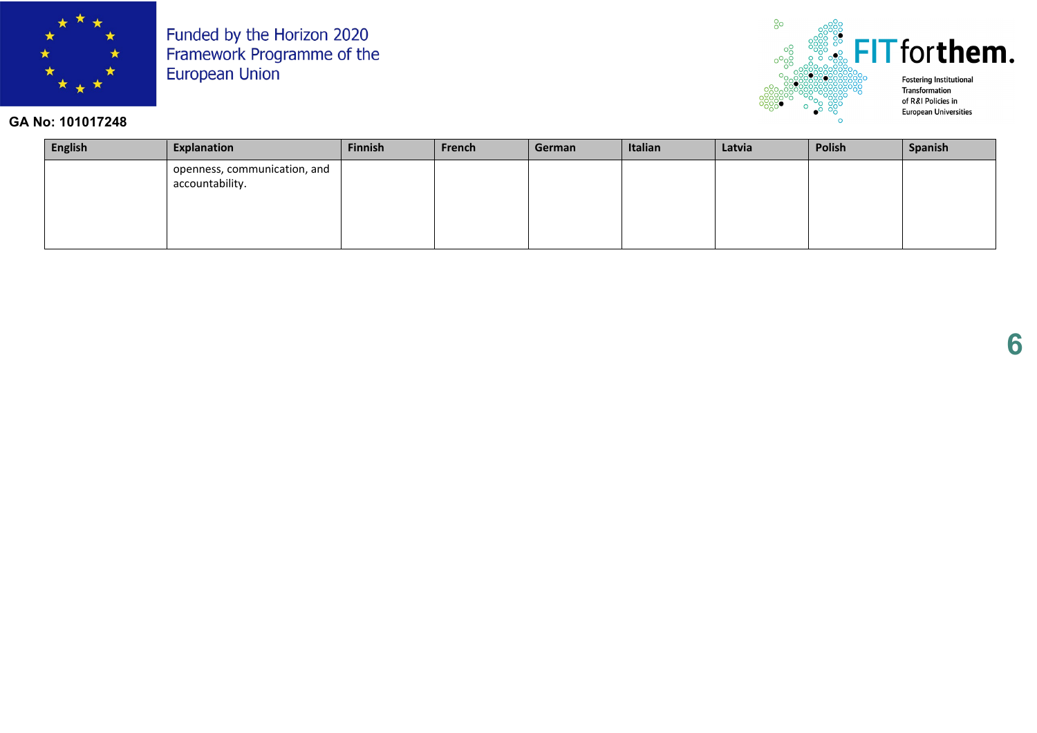| English | Explanation | Finnish | French | German | Italian | Latvia | Polish | Spanish |
|---|---|---|---|---|---|---|---|---|
| | openness, communication, and accountability. | | | | | | | |